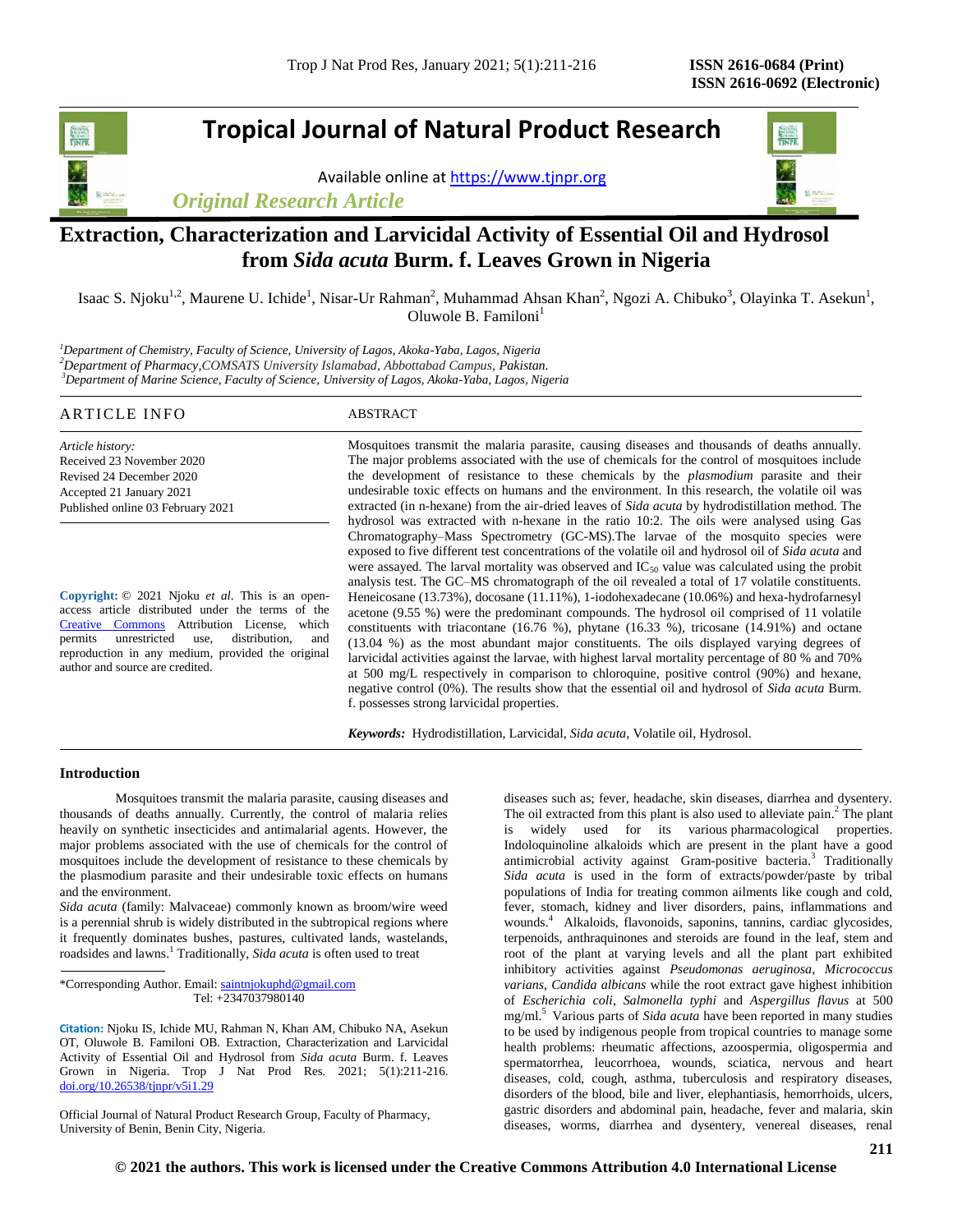# Tropical Journal of Natural Product Research

Available online at https://www.tjnpr.org

*Original Research Article*

# Extraction, Characterization and Larvicidal Activity of Essential Oil and Hydrosol from *Sida acuta* Burm. f. Leaves Grown in Nigeria

Isaac S. Njoku[1,2], Maurene U. Ichide[1], Nisar-Ur Rahman[2], Muhammad Ahsan Khan[2], Ngozi A. Chibuko[3], Olayinka T. Asekun[1], Oluwole B. Familoni[1]

[1]*Department of Chemistry, Faculty of Science, University of Lagos, Akoka-Yaba, Lagos, Nigeria*
[2]*Department of Pharmacy,COMSATS University Islamabad, Abbottabad Campus, Pakistan.*
[3]*Department of Marine Science, Faculty of Science, University of Lagos, Akoka-Yaba, Lagos, Nigeria*

## ARTICLE INFO

*Article history:*
Received 23 November 2020
Revised 24 December 2020
Accepted 21 January 2021
Published online 03 February 2021

**Copyright:** © 2021 Njoku *et al*. This is an open-access article distributed under the terms of the Creative Commons Attribution License, which permits unrestricted use, distribution, and reproduction in any medium, provided the original author and source are credited.

## ABSTRACT

Mosquitoes transmit the malaria parasite, causing diseases and thousands of deaths annually. The major problems associated with the use of chemicals for the control of mosquitoes include the development of resistance to these chemicals by the *plasmodium* parasite and their undesirable toxic effects on humans and the environment. In this research, the volatile oil was extracted (in n-hexane) from the air-dried leaves of *Sida acuta* by hydrodistillation method. The hydrosol was extracted with n-hexane in the ratio 10:2. The oils were analysed using Gas Chromatography–Mass Spectrometry (GC-MS).The larvae of the mosquito species were exposed to five different test concentrations of the volatile oil and hydrosol oil of *Sida acuta* and were assayed. The larval mortality was observed and $IC_{50}$ value was calculated using the probit analysis test. The GC–MS chromatograph of the oil revealed a total of 17 volatile constituents. Heneicosane (13.73%), docosane (11.11%), 1-iodohexadecane (10.06%) and hexa-hydrofarnesyl acetone (9.55 %) were the predominant compounds. The hydrosol oil comprised of 11 volatile constituents with triacontane (16.76 %), phytane (16.33 %), tricosane (14.91%) and octane (13.04 %) as the most abundant major constituents. The oils displayed varying degrees of larvicidal activities against the larvae, with highest larval mortality percentage of 80 % and 70% at 500 mg/L respectively in comparison to chloroquine, positive control (90%) and hexane, negative control (0%). The results show that the essential oil and hydrosol of *Sida acuta* Burm. f. possesses strong larvicidal properties.

***Keywords:*** Hydrodistillation, Larvicidal, *Sida acuta*, Volatile oil, Hydrosol.

## Introduction

Mosquitoes transmit the malaria parasite, causing diseases and thousands of deaths annually. Currently, the control of malaria relies heavily on synthetic insecticides and antimalarial agents. However, the major problems associated with the use of chemicals for the control of mosquitoes include the development of resistance to these chemicals by the plasmodium parasite and their undesirable toxic effects on humans and the environment.

*Sida acuta* (family: Malvaceae) commonly known as broom/wire weed is a perennial shrub is widely distributed in the subtropical regions where it frequently dominates bushes, pastures, cultivated lands, wastelands, roadsides and lawns.[1] Traditionally, *Sida acuta* is often used to treat diseases such as; fever, headache, skin diseases, diarrhea and dysentery. The oil extracted from this plant is also used to alleviate pain.[2] The plant is widely used for its various pharmacological properties. Indoloquinoline alkaloids which are present in the plant have a good antimicrobial activity against Gram-positive bacteria.[3] Traditionally *Sida acuta* is used in the form of extracts/powder/paste by tribal populations of India for treating common ailments like cough and cold, fever, stomach, kidney and liver disorders, pains, inflammations and wounds.[4] Alkaloids, flavonoids, saponins, tannins, cardiac glycosides, terpenoids, anthraquinones and steroids are found in the leaf, stem and root of the plant at varying levels and all the plant part exhibited inhibitory activities against *Pseudomonas aeruginosa*, *Micrococcus varians*, *Candida albicans* while the root extract gave highest inhibition of *Escherichia coli*, *Salmonella typhi* and *Aspergillus flavus* at 500 mg/ml.[5] Various parts of *Sida acuta* have been reported in many studies to be used by indigenous people from tropical countries to manage some health problems: rheumatic affections, azoospermia, oligospermia and spermatorrhea, leucorrhoea, wounds, sciatica, nervous and heart diseases, cold, cough, asthma, tuberculosis and respiratory diseases, disorders of the blood, bile and liver, elephantiasis, hemorrhoids, ulcers, gastric disorders and abdominal pain, headache, fever and malaria, skin diseases, worms, diarrhea and dysentery, venereal diseases, renal

\*Corresponding Author. Email: saintnjokuphd@gmail.com
Tel: +2347037980140

**Citation:** Njoku IS, Ichide MU, Rahman N, Khan AM, Chibuko NA, Asekun OT, Oluwole B. Familoni OB. Extraction, Characterization and Larvicidal Activity of Essential Oil and Hydrosol from *Sida acuta* Burm. f. Leaves Grown in Nigeria. Trop J Nat Prod Res. 2021; 5(1):211-216. doi.org/10.26538/tjnpr/v5i1.29

Official Journal of Natural Product Research Group, Faculty of Pharmacy, University of Benin, Benin City, Nigeria.

**© 2021 the authors. This work is licensed under the Creative Commons Attribution 4.0 International License**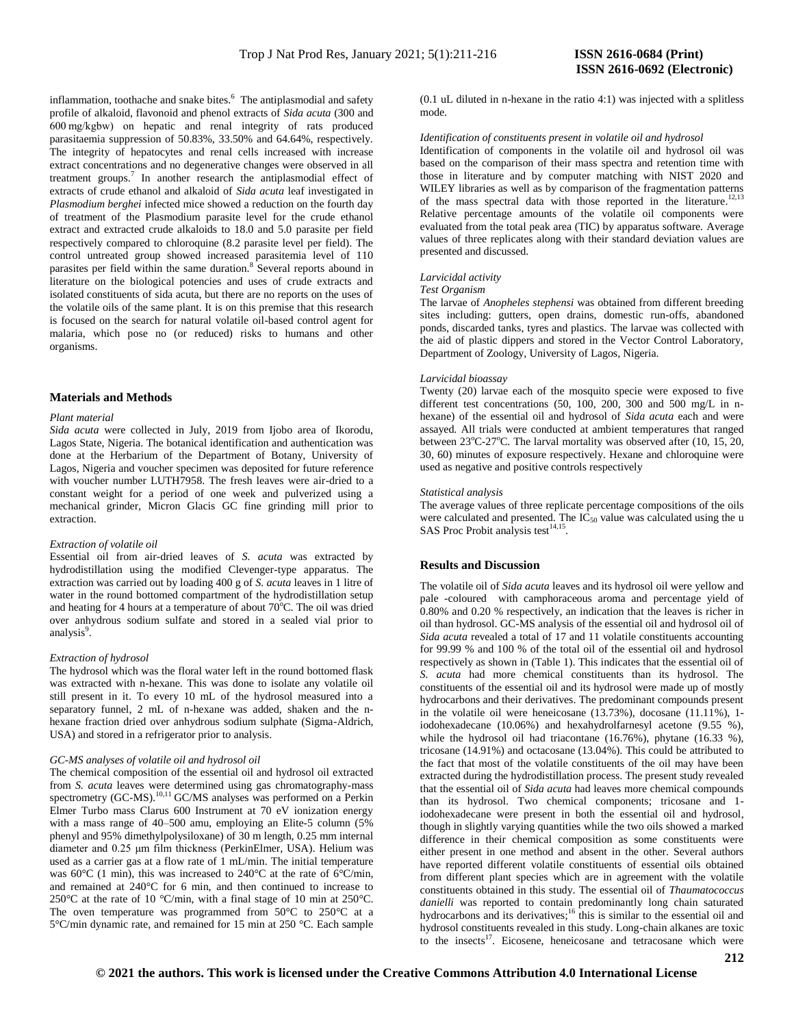inflammation, toothache and snake bites.[6] The antiplasmodial and safety profile of alkaloid, flavonoid and phenol extracts of *Sida acuta* (300 and 600 mg/kgbw) on hepatic and renal integrity of rats produced parasitaemia suppression of 50.83%, 33.50% and 64.64%, respectively. The integrity of hepatocytes and renal cells increased with increase extract concentrations and no degenerative changes were observed in all treatment groups.[7] In another research the antiplasmodial effect of extracts of crude ethanol and alkaloid of *Sida acuta* leaf investigated in *Plasmodium berghei* infected mice showed a reduction on the fourth day of treatment of the Plasmodium parasite level for the crude ethanol extract and extracted crude alkaloids to 18.0 and 5.0 parasite per field respectively compared to chloroquine (8.2 parasite level per field). The control untreated group showed increased parasitemia level of 110 parasites per field within the same duration.[8] Several reports abound in literature on the biological potencies and uses of crude extracts and isolated constituents of sida acuta, but there are no reports on the uses of the volatile oils of the same plant. It is on this premise that this research is focused on the search for natural volatile oil-based control agent for malaria, which pose no (or reduced) risks to humans and other organisms.

## Materials and Methods

*Plant material*

*Sida acuta* were collected in July, 2019 from Ijobo area of Ikorodu, Lagos State, Nigeria. The botanical identification and authentication was done at the Herbarium of the Department of Botany, University of Lagos, Nigeria and voucher specimen was deposited for future reference with voucher number LUTH7958. The fresh leaves were air-dried to a constant weight for a period of one week and pulverized using a mechanical grinder, Micron Glacis GC fine grinding mill prior to extraction.

*Extraction of volatile oil*

Essential oil from air-dried leaves of *S. acuta* was extracted by hydrodistillation using the modified Clevenger-type apparatus. The extraction was carried out by loading 400 g of *S. acuta* leaves in 1 litre of water in the round bottomed compartment of the hydrodistillation setup and heating for 4 hours at a temperature of about 70°C. The oil was dried over anhydrous sodium sulfate and stored in a sealed vial prior to analysis[9].

*Extraction of hydrosol*

The hydrosol which was the floral water left in the round bottomed flask was extracted with n-hexane. This was done to isolate any volatile oil still present in it. To every 10 mL of the hydrosol measured into a separatory funnel, 2 mL of n-hexane was added, shaken and the n-hexane fraction dried over anhydrous sodium sulphate (Sigma-Aldrich, USA) and stored in a refrigerator prior to analysis.

*GC-MS analyses of volatile oil and hydrosol oil*

The chemical composition of the essential oil and hydrosol oil extracted from *S. acuta* leaves were determined using gas chromatography-mass spectrometry (GC-MS).[10,11] GC/MS analyses was performed on a Perkin Elmer Turbo mass Clarus 600 Instrument at 70 eV ionization energy with a mass range of 40–500 amu, employing an Elite-5 column (5% phenyl and 95% dimethylpolysiloxane) of 30 m length, 0.25 mm internal diameter and 0.25 μm film thickness (PerkinElmer, USA). Helium was used as a carrier gas at a flow rate of 1 mL/min. The initial temperature was 60°C (1 min), this was increased to 240°C at the rate of 6°C/min, and remained at 240°C for 6 min, and then continued to increase to 250°C at the rate of 10 °C/min, with a final stage of 10 min at 250°C. The oven temperature was programmed from 50°C to 250°C at a 5°C/min dynamic rate, and remained for 15 min at 250 °C. Each sample (0.1 uL diluted in n-hexane in the ratio 4:1) was injected with a splitless mode.

*Identification of constituents present in volatile oil and hydrosol*

Identification of components in the volatile oil and hydrosol oil was based on the comparison of their mass spectra and retention time with those in literature and by computer matching with NIST 2020 and WILEY libraries as well as by comparison of the fragmentation patterns of the mass spectral data with those reported in the literature.[12,13] Relative percentage amounts of the volatile oil components were evaluated from the total peak area (TIC) by apparatus software. Average values of three replicates along with their standard deviation values are presented and discussed.

*Larvicidal activity*

*Test Organism*

The larvae of *Anopheles stephensi* was obtained from different breeding sites including: gutters, open drains, domestic run-offs, abandoned ponds, discarded tanks, tyres and plastics. The larvae was collected with the aid of plastic dippers and stored in the Vector Control Laboratory, Department of Zoology, University of Lagos, Nigeria.

*Larvicidal bioassay*

Twenty (20) larvae each of the mosquito specie were exposed to five different test concentrations (50, 100, 200, 300 and 500 mg/L in n-hexane) of the essential oil and hydrosol of *Sida acuta* each and were assayed. All trials were conducted at ambient temperatures that ranged between 23°C-27°C. The larval mortality was observed after (10, 15, 20, 30, 60) minutes of exposure respectively. Hexane and chloroquine were used as negative and positive controls respectively

*Statistical analysis*

The average values of three replicate percentage compositions of the oils were calculated and presented. The $IC_{50}$ value was calculated using the u SAS Proc Probit analysis test[14,15].

## Results and Discussion

The volatile oil of *Sida acuta* leaves and its hydrosol oil were yellow and pale -coloured with camphoraceous aroma and percentage yield of 0.80% and 0.20 % respectively, an indication that the leaves is richer in oil than hydrosol. GC-MS analysis of the essential oil and hydrosol oil of *Sida acuta* revealed a total of 17 and 11 volatile constituents accounting for 99.99 % and 100 % of the total oil of the essential oil and hydrosol respectively as shown in (Table 1). This indicates that the essential oil of *S. acuta* had more chemical constituents than its hydrosol. The constituents of the essential oil and its hydrosol were made up of mostly hydrocarbons and their derivatives. The predominant compounds present in the volatile oil were heneicosane (13.73%), docosane (11.11%), 1-iodohexadecane (10.06%) and hexahydrolfarnesyl acetone (9.55 %), while the hydrosol oil had triacontane (16.76%), phytane (16.33 %), tricosane (14.91%) and octacosane (13.04%). This could be attributed to the fact that most of the volatile constituents of the oil may have been extracted during the hydrodistillation process. The present study revealed that the essential oil of *Sida acuta* had leaves more chemical compounds than its hydrosol. Two chemical components; tricosane and 1-iodohexadecane were present in both the essential oil and hydrosol, though in slightly varying quantities while the two oils showed a marked difference in their chemical composition as some constituents were either present in one method and absent in the other. Several authors have reported different volatile constituents of essential oils obtained from different plant species which are in agreement with the volatile constituents obtained in this study. The essential oil of *Thaumatococcus danielli* was reported to contain predominantly long chain saturated hydrocarbons and its derivatives;[16] this is similar to the essential oil and hydrosol constituents revealed in this study. Long-chain alkanes are toxic to the insects[17]. Eicosene, heneicosane and tetracosane which were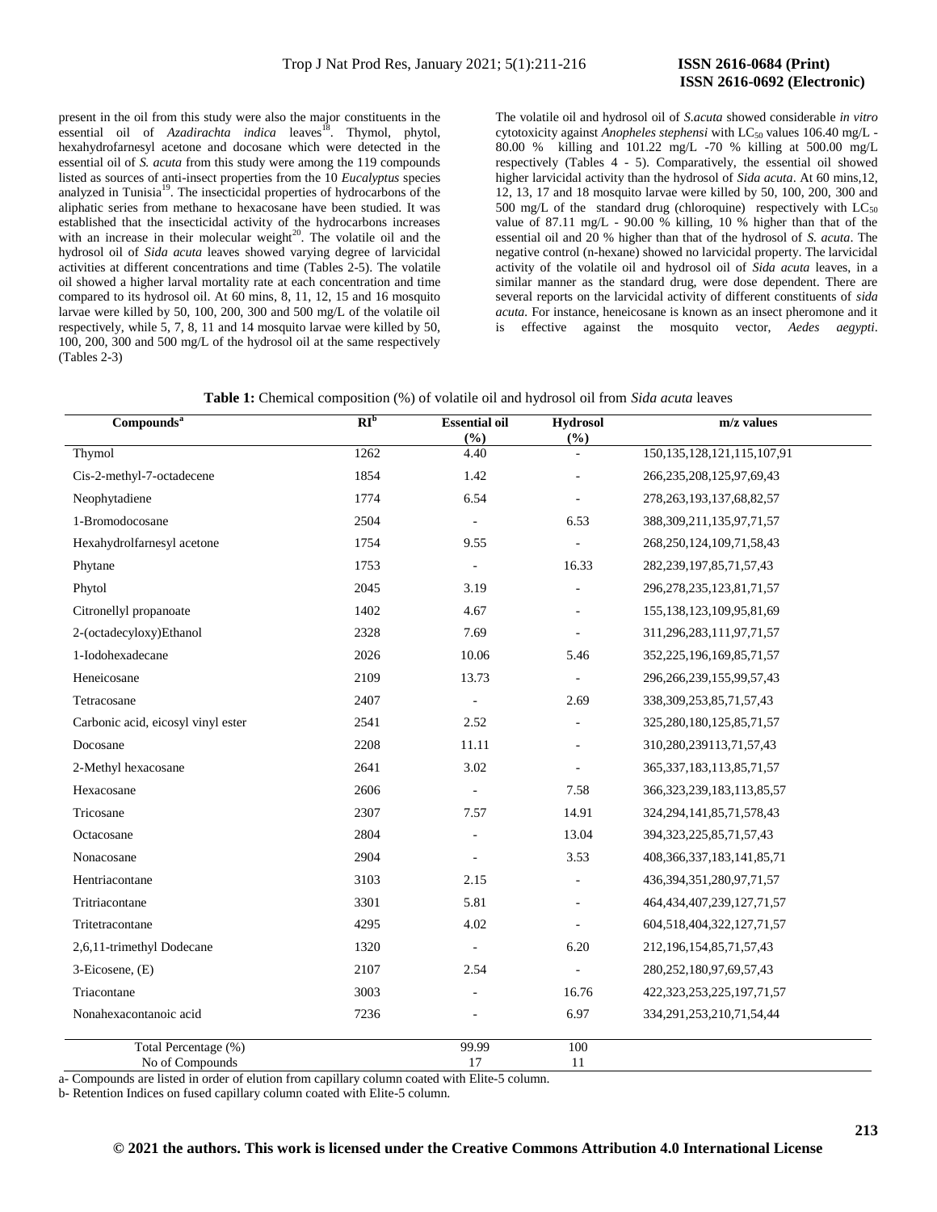present in the oil from this study were also the major constituents in the essential oil of *Azadirachta indica* leaves[18]. Thymol, phytol, hexahydrofarnesyl acetone and docosane which were detected in the essential oil of *S. acuta* from this study were among the 119 compounds listed as sources of anti-insect properties from the 10 *Eucalyptus* species analyzed in Tunisia[19]. The insecticidal properties of hydrocarbons of the aliphatic series from methane to hexacosane have been studied. It was established that the insecticidal activity of the hydrocarbons increases with an increase in their molecular weight[20]. The volatile oil and the hydrosol oil of *Sida acuta* leaves showed varying degree of larvicidal activities at different concentrations and time (Tables 2-5). The volatile oil showed a higher larval mortality rate at each concentration and time compared to its hydrosol oil. At 60 mins, 8, 11, 12, 15 and 16 mosquito larvae were killed by 50, 100, 200, 300 and 500 mg/L of the volatile oil respectively, while 5, 7, 8, 11 and 14 mosquito larvae were killed by 50, 100, 200, 300 and 500 mg/L of the hydrosol oil at the same respectively (Tables 2-3)

The volatile oil and hydrosol oil of *S.acuta* showed considerable *in vitro* cytotoxicity against *Anopheles stephensi* with $LC_{50}$ values 106.40 mg/L - 80.00 % killing and 101.22 mg/L -70 % killing at 500.00 mg/L respectively (Tables 4 - 5). Comparatively, the essential oil showed higher larvicidal activity than the hydrosol of *Sida acuta*. At 60 mins,12, 12, 13, 17 and 18 mosquito larvae were killed by 50, 100, 200, 300 and 500 mg/L of the standard drug (chloroquine) respectively with $LC_{50}$ value of 87.11 mg/L - 90.00 % killing, 10 % higher than that of the essential oil and 20 % higher than that of the hydrosol of *S. acuta*. The negative control (n-hexane) showed no larvicidal property. The larvicidal activity of the volatile oil and hydrosol oil of *Sida acuta* leaves, in a similar manner as the standard drug, were dose dependent. There are several reports on the larvicidal activity of different constituents of *sida acuta*. For instance, heneicosane is known as an insect pheromone and it is effective against the mosquito vector, *Aedes aegypti*.

**Table 1:** Chemical composition (%) of volatile oil and hydrosol oil from *Sida acuta* leaves

| Compounds[a] | RI[b] | Essential oil (%) | Hydrosol (%) | m/z values |
|---|---|---|---|---|
| Thymol | 1262 | 4.40 | - | 150,135,128,121,115,107,91 |
| Cis-2-methyl-7-octadecene | 1854 | 1.42 | - | 266,235,208,125,97,69,43 |
| Neophytadiene | 1774 | 6.54 | - | 278,263,193,137,68,82,57 |
| 1-Bromodocosane | 2504 | - | 6.53 | 388,309,211,135,97,71,57 |
| Hexahydrolfarnesyl acetone | 1754 | 9.55 | - | 268,250,124,109,71,58,43 |
| Phytane | 1753 | - | 16.33 | 282,239,197,85,71,57,43 |
| Phytol | 2045 | 3.19 | - | 296,278,235,123,81,71,57 |
| Citronellyl propanoate | 1402 | 4.67 | - | 155,138,123,109,95,81,69 |
| 2-(octadecyloxy)Ethanol | 2328 | 7.69 | - | 311,296,283,111,97,71,57 |
| 1-Iodohexadecane | 2026 | 10.06 | 5.46 | 352,225,196,169,85,71,57 |
| Heneicosane | 2109 | 13.73 | - | 296,266,239,155,99,57,43 |
| Tetracosane | 2407 | - | 2.69 | 338,309,253,85,71,57,43 |
| Carbonic acid, eicosyl vinyl ester | 2541 | 2.52 | - | 325,280,180,125,85,71,57 |
| Docosane | 2208 | 11.11 | - | 310,280,239113,71,57,43 |
| 2-Methyl hexacosane | 2641 | 3.02 | - | 365,337,183,113,85,71,57 |
| Hexacosane | 2606 | - | 7.58 | 366,323,239,183,113,85,57 |
| Tricosane | 2307 | 7.57 | 14.91 | 324,294,141,85,71,578,43 |
| Octacosane | 2804 | - | 13.04 | 394,323,225,85,71,57,43 |
| Nonacosane | 2904 | - | 3.53 | 408,366,337,183,141,85,71 |
| Hentriacontane | 3103 | 2.15 | - | 436,394,351,280,97,71,57 |
| Tritriacontane | 3301 | 5.81 | - | 464,434,407,239,127,71,57 |
| Tritetracontane | 4295 | 4.02 | - | 604,518,404,322,127,71,57 |
| 2,6,11-trimethyl Dodecane | 1320 | - | 6.20 | 212,196,154,85,71,57,43 |
| 3-Eicosene, (E) | 2107 | 2.54 | - | 280,252,180,97,69,57,43 |
| Triacontane | 3003 | - | 16.76 | 422,323,253,225,197,71,57 |
| Nonahexacontanoic acid | 7236 | - | 6.97 | 334,291,253,210,71,54,44 |
| Total Percentage (%) | | 99.99 | 100 | |
| No of Compounds | | 17 | 11 | |

a- Compounds are listed in order of elution from capillary column coated with Elite-5 column.

b- Retention Indices on fused capillary column coated with Elite-5 column.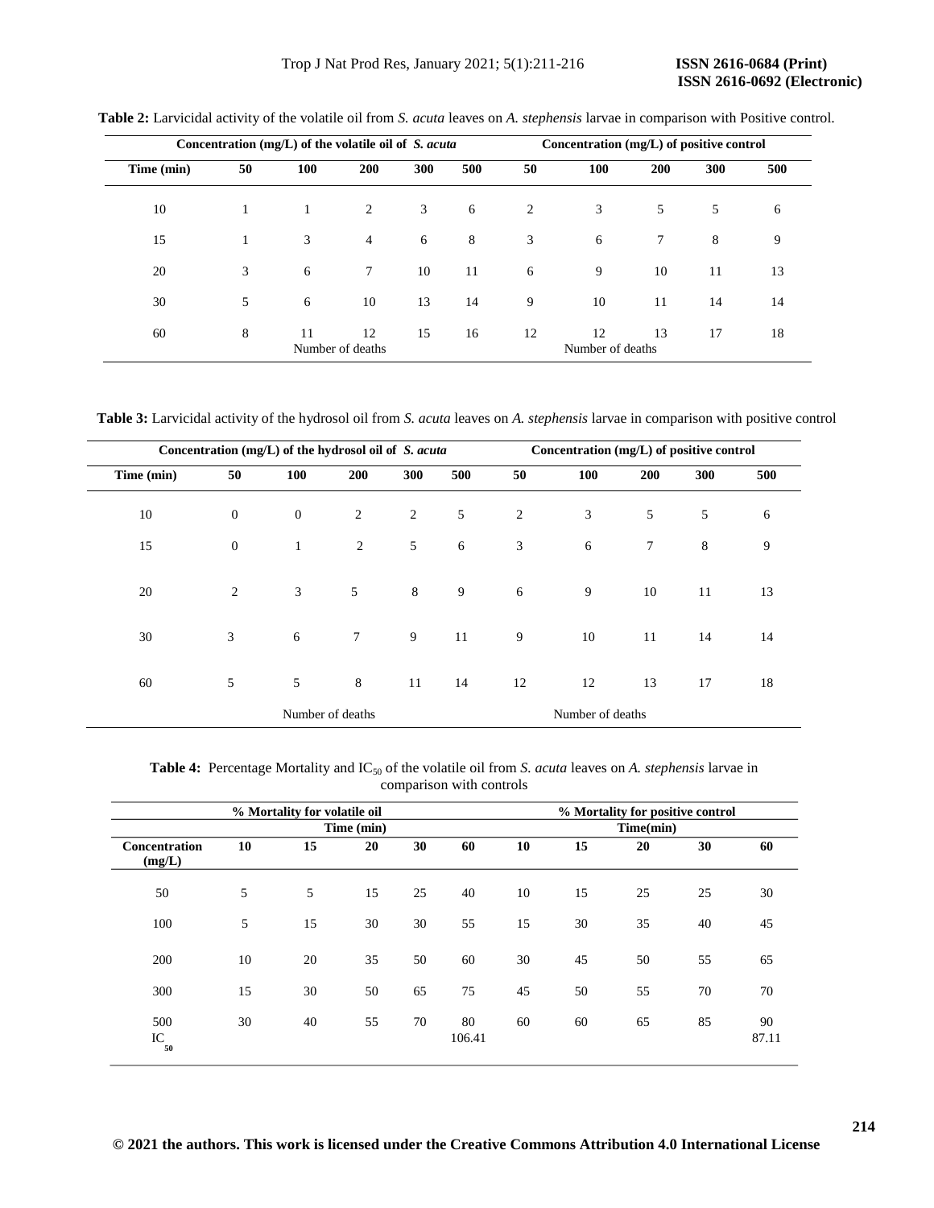**Table 2:** Larvicidal activity of the volatile oil from *S. acuta* leaves on *A. stephensis* larvae in comparison with Positive control.

| | Concentration (mg/L) of the volatile oil of *S. acuta* | | | | | Concentration (mg/L) of positive control | | | | |
|---|---|---|---|---|---|---|---|---|---|---|
| Time (min) | 50 | 100 | 200 | 300 | 500 | 50 | 100 | 200 | 300 | 500 |
| 10 | 1 | 1 | 2 | 3 | 6 | 2 | 3 | 5 | 5 | 6 |
| 15 | 1 | 3 | 4 | 6 | 8 | 3 | 6 | 7 | 8 | 9 |
| 20 | 3 | 6 | 7 | 10 | 11 | 6 | 9 | 10 | 11 | 13 |
| 30 | 5 | 6 | 10 | 13 | 14 | 9 | 10 | 11 | 14 | 14 |
| 60 | 8 | 11 | 12 | 15 | 16 | 12 | 12 | 13 | 17 | 18 |
| | Number of deaths | | | | | Number of deaths | | | | |

**Table 3:** Larvicidal activity of the hydrosol oil from *S. acuta* leaves on *A. stephensis* larvae in comparison with positive control

| | Concentration (mg/L) of the hydrosol oil of *S. acuta* | | | | | Concentration (mg/L) of positive control | | | | |
|---|---|---|---|---|---|---|---|---|---|---|
| Time (min) | 50 | 100 | 200 | 300 | 500 | 50 | 100 | 200 | 300 | 500 |
| 10 | 0 | 0 | 2 | 2 | 5 | 2 | 3 | 5 | 5 | 6 |
| 15 | 0 | 1 | 2 | 5 | 6 | 3 | 6 | 7 | 8 | 9 |
| 20 | 2 | 3 | 5 | 8 | 9 | 6 | 9 | 10 | 11 | 13 |
| 30 | 3 | 6 | 7 | 9 | 11 | 9 | 10 | 11 | 14 | 14 |
| 60 | 5 | 5 | 8 | 11 | 14 | 12 | 12 | 13 | 17 | 18 |
| | Number of deaths | | | | | Number of deaths | | | | |

**Table 4:** Percentage Mortality and $IC_{50}$ of the volatile oil from *S. acuta* leaves on *A. stephensis* larvae in comparison with controls

| | % Mortality for volatile oil | | | | | % Mortality for positive control | | | | |
|---|---|---|---|---|---|---|---|---|---|---|
| | Time (min) | | | | | Time(min) | | | | |
| Concentration (mg/L) | 10 | 15 | 20 | 30 | 60 | 10 | 15 | 20 | 30 | 60 |
| 50 | 5 | 5 | 15 | 25 | 40 | 10 | 15 | 25 | 25 | 30 |
| 100 | 5 | 15 | 30 | 30 | 55 | 15 | 30 | 35 | 40 | 45 |
| 200 | 10 | 20 | 35 | 50 | 60 | 30 | 45 | 50 | 55 | 65 |
| 300 | 15 | 30 | 50 | 65 | 75 | 45 | 50 | 55 | 70 | 70 |
| 500 | 30 | 40 | 55 | 70 | 80 | 60 | 60 | 65 | 85 | 90 |
| $IC_{50}$ | | | | | 106.41 | | | | | 87.11 |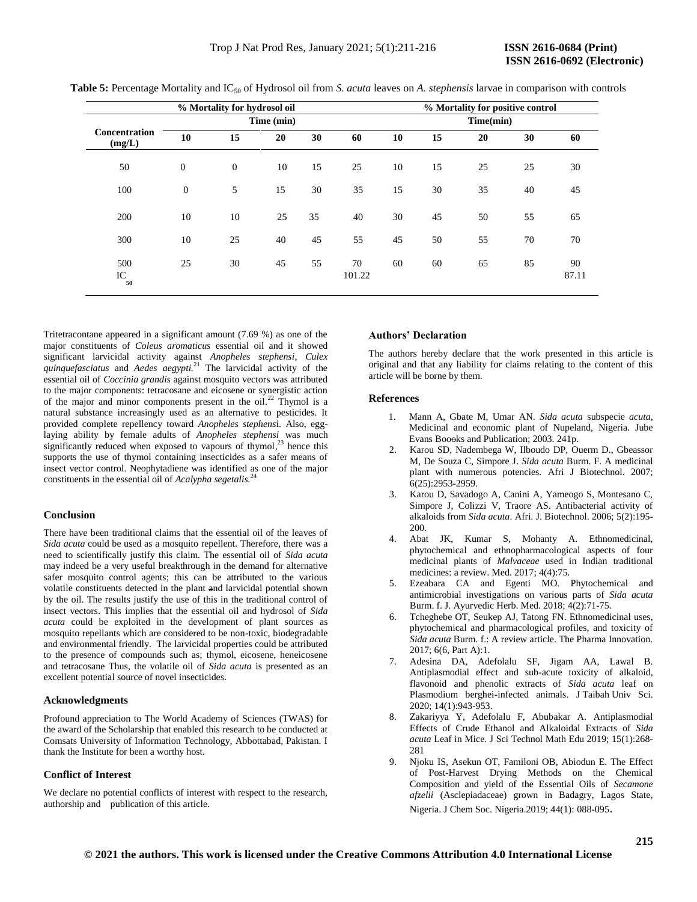**Table 5:** Percentage Mortality and $IC_{50}$ of Hydrosol oil from *S. acuta* leaves on *A. stephensis* larvae in comparison with controls

| Concentration (mg/L) | % Mortality for hydrosol oil | | | | | % Mortality for positive control | | | | |
|---|---|---|---|---|---|---|---|---|---|---|
| | Time (min) | | | | | Time(min) | | | | |
| | 10 | 15 | 20 | 30 | 60 | 10 | 15 | 20 | 30 | 60 |
| 50 | 0 | 0 | 10 | 15 | 25 | 10 | 15 | 25 | 25 | 30 |
| 100 | 0 | 5 | 15 | 30 | 35 | 15 | 30 | 35 | 40 | 45 |
| 200 | 10 | 10 | 25 | 35 | 40 | 30 | 45 | 50 | 55 | 65 |
| 300 | 10 | 25 | 40 | 45 | 55 | 45 | 50 | 55 | 70 | 70 |
| 500 | 25 | 30 | 45 | 55 | 70 | 60 | 60 | 65 | 85 | 90 |
| $IC_{50}$ | | | | | 101.22 | | | | | 87.11 |

Tritetracontane appeared in a significant amount (7.69 %) as one of the major constituents of *Coleus aromaticus* essential oil and it showed significant larvicidal activity against *Anopheles stephensi*, *Culex quinquefasciatus* and *Aedes aegypti*.[21] The larvicidal activity of the essential oil of *Coccinia grandis* against mosquito vectors was attributed to the major components: tetracosane and eicosene or synergistic action of the major and minor components present in the oil.[22] Thymol is a natural substance increasingly used as an alternative to pesticides. It provided complete repellency toward *Anopheles stephensi*. Also, egg-laying ability by female adults of *Anopheles stephensi* was much significantly reduced when exposed to vapours of thymol,[23] hence this supports the use of thymol containing insecticides as a safer means of insect vector control. Neophytadiene was identified as one of the major constituents in the essential oil of *Acalypha segetalis*.[24]

## Conclusion

There have been traditional claims that the essential oil of the leaves of *Sida acuta* could be used as a mosquito repellent. Therefore, there was a need to scientifically justify this claim. The essential oil of *Sida acuta* may indeed be a very useful breakthrough in the demand for alternative safer mosquito control agents; this can be attributed to the various volatile constituents detected in the plant and larvicidal potential shown by the oil. The results justify the use of this in the traditional control of insect vectors. This implies that the essential oil and hydrosol of *Sida acuta* could be exploited in the development of plant sources as mosquito repellants which are considered to be non-toxic, biodegradable and environmental friendly. The larvicidal properties could be attributed to the presence of compounds such as; thymol, eicosene, heneicosene and tetracosane Thus, the volatile oil of *Sida acuta* is presented as an excellent potential source of novel insecticides.

## Acknowledgments

Profound appreciation to The World Academy of Sciences (TWAS) for the award of the Scholarship that enabled this research to be conducted at Comsats University of Information Technology, Abbottabad, Pakistan. I thank the Institute for been a worthy host.

## Conflict of Interest

We declare no potential conflicts of interest with respect to the research, authorship and publication of this article.

## Authors' Declaration

The authors hereby declare that the work presented in this article is original and that any liability for claims relating to the content of this article will be borne by them.

## References

1. Mann A, Gbate M, Umar AN. *Sida acuta* subspecie *acuta*, Medicinal and economic plant of Nupeland, Nigeria. Jube Evans Boooks and Publication; 2003. 241p.
2. Karou SD, Nadembega W, Ilboudo DP, Ouerm D., Gbeassor M, De Souza C, Simpore J. *Sida acuta* Burm. F. A medicinal plant with numerous potencies. Afri J Biotechnol. 2007; 6(25):2953-2959.
3. Karou D, Savadogo A, Canini A, Yameogo S, Montesano C, Simpore J, Colizzi V, Traore AS. Antibacterial activity of alkaloids from *Sida acuta*. Afri. J. Biotechnol. 2006; 5(2):195-200.
4. Abat JK, Kumar S, Mohanty A. Ethnomedicinal, phytochemical and ethnopharmacological aspects of four medicinal plants of *Malvaceae* used in Indian traditional medicines: a review. Med. 2017; 4(4):75.
5. Ezeabara CA and Egenti MO. Phytochemical and antimicrobial investigations on various parts of *Sida acuta* Burm. f. J. Ayurvedic Herb. Med. 2018; 4(2):71-75.
6. Tcheghebe OT, Seukep AJ, Tatong FN. Ethnomedicinal uses, phytochemical and pharmacological profiles, and toxicity of *Sida acuta* Burm. f.: A review article. The Pharma Innovation. 2017; 6(6, Part A):1.
7. Adesina DA, Adefolalu SF, Jigam AA, Lawal B. Antiplasmodial effect and sub-acute toxicity of alkaloid, flavonoid and phenolic extracts of *Sida acuta* leaf on Plasmodium berghei-infected animals. J Taibah Univ Sci. 2020; 14(1):943-953.
8. Zakariyya Y, Adefolalu F, Abubakar A. Antiplasmodial Effects of Crude Ethanol and Alkaloidal Extracts of *Sida acuta* Leaf in Mice. J Sci Technol Math Edu 2019; 15(1):268-281
9. Njoku IS, Asekun OT, Familoni OB, Abiodun E. The Effect of Post-Harvest Drying Methods on the Chemical Composition and yield of the Essential Oils of *Secamone afzelii* (Asclepiadaceae) grown in Badagry, Lagos State, Nigeria. J Chem Soc. Nigeria.2019; 44(1): 088-095.

© 2021 the authors. This work is licensed under the Creative Commons Attribution 4.0 International License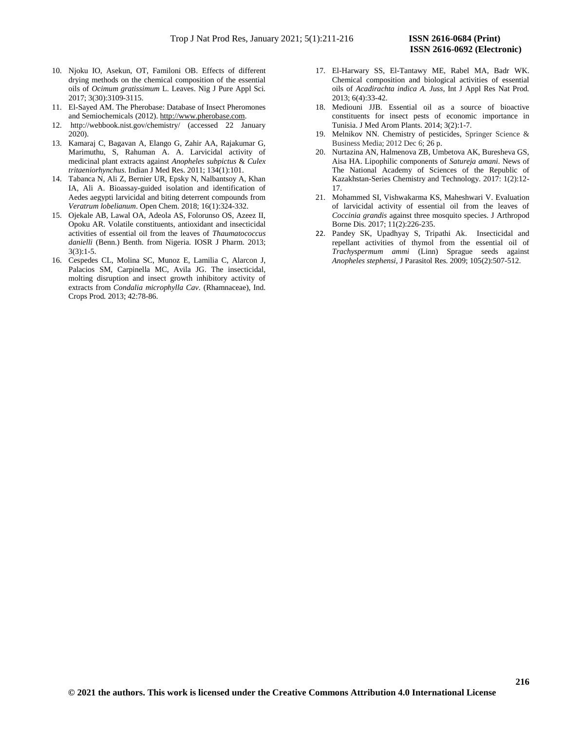10. Njoku IO, Asekun, OT, Familoni OB. Effects of different drying methods on the chemical composition of the essential oils of *Ocimum gratissimum* L. Leaves. Nig J Pure Appl Sci. 2017; 3(30):3109-3115.
11. El-Sayed AM. The Pherobase: Database of Insect Pheromones and Semiochemicals (2012). http://www.pherobase.com.
12. http://webbook.nist.gov/chemistry/ (accessed 22 January 2020).
13. Kamaraj C, Bagavan A, Elango G, Zahir AA, Rajakumar G, Marimuthu, S, Rahuman A. A. Larvicidal activity of medicinal plant extracts against *Anopheles subpictus* & *Culex tritaeniorhynchus*. Indian J Med Res. 2011; 134(1):101.
14. Tabanca N, Ali Z, Bernier UR, Epsky N, Nalbantsoy A, Khan IA, Ali A. Bioassay-guided isolation and identification of Aedes aegypti larvicidal and biting deterrent compounds from *Veratrum lobelianum*. Open Chem. 2018; 16(1):324-332.
15. Ojekale AB, Lawal OA, Adeola AS, Folorunso OS, Azeez II, Opoku AR. Volatile constituents, antioxidant and insecticidal activities of essential oil from the leaves of *Thaumatococcus danielli* (Benn.) Benth. from Nigeria. IOSR J Pharm. 2013; 3(3):1-5.
16. Cespedes CL, Molina SC, Munoz E, Lamilia C, Alarcon J, Palacios SM, Carpinella MC, Avila JG. The insecticidal, molting disruption and insect growth inhibitory activity of extracts from *Condalia microphylla Cav*. (Rhamnaceae), Ind. Crops Prod. 2013; 42:78-86.
17. El-Harwary SS, El-Tantawy ME, Rabel MA, Badr WK. Chemical composition and biological activities of essential oils of *Acadirachta indica A. Juss*, Int J Appl Res Nat Prod. 2013; 6(4):33-42.
18. Mediouni JJB. Essential oil as a source of bioactive constituents for insect pests of economic importance in Tunisia. J Med Arom Plants. 2014; 3(2):1-7.
19. Melnikov NN. Chemistry of pesticides, Springer Science & Business Media; 2012 Dec 6; 26 p.
20. Nurtazina AN, Halmenova ZB, Umbetova AK, Buresheva GS, Aisa HA. Lipophilic components of *Satureja amani*. News of The National Academy of Sciences of the Republic of Kazakhstan-Series Chemistry and Technology. 2017: 1(2):12-17.
21. Mohammed SI, Vishwakarma KS, Maheshwari V. Evaluation of larvicidal activity of essential oil from the leaves of *Coccinia grandis* against three mosquito species. J Arthropod Borne Dis. 2017; 11(2):226-235.
22. Pandey SK, Upadhyay S, Tripathi Ak. Insecticidal and repellant activities of thymol from the essential oil of *Trachyspermum ammi* (Linn) Sprague seeds against *Anopheles stephensi*, J Parasitol Res. 2009; 105(2):507-512.

**© 2021 the authors. This work is licensed under the Creative Commons Attribution 4.0 International License**